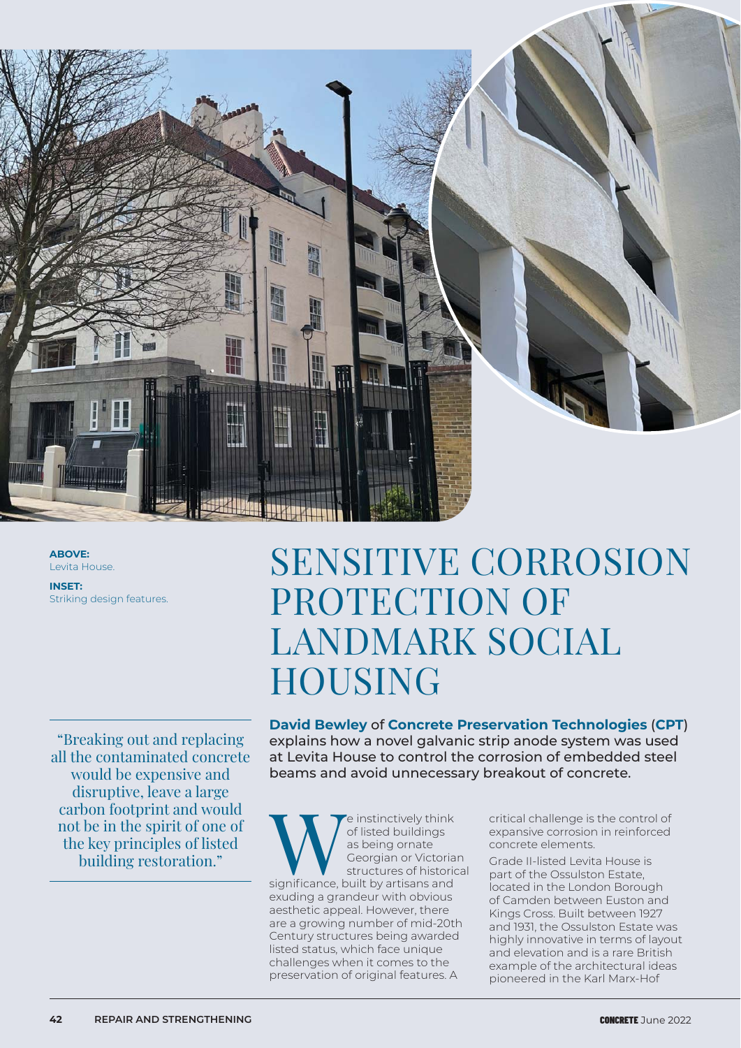**ABOVE:** Levita House.

**INSET:** Striking design features.

# SENSITIVE CORROSION PROTECTION OF LANDMARK SOCIAL HOUSING

**David Bewley** of **Concrete Preservation Technologies** (**CPT**) explains how a novel galvanic strip anode system was used at Levita House to control the corrosion of embedded steel beams and avoid unnecessary breakout of concrete.

> "Breaking out and replacing all the contaminated concrete would be expensive and disruptive, leave a large carbon footprint and would not be in the spirit of one of the key principles of listed building restoration."

We instinctively think of listed buildings as being ornate Georgian or Victorian structures of historical significance, built by artisans and exuding a grandeur with obvious aesthetic appeal. However, there are a growing number of mid-20th Century structures being awarded listed status, which face unique challenges when it comes to the preservation of original features. A critical challenge is the control of expansive corrosion in reinforced concrete elements.

Grade II-listed Levita House is part of the Ossulston Estate, located in the London Borough of Camden between Euston and Kings Cross. Built between 1927 and 1931, the Ossulston Estate was highly innovative in terms of layout and elevation and is a rare British example of the architectural ideas pioneered in the Karl Marx-Hof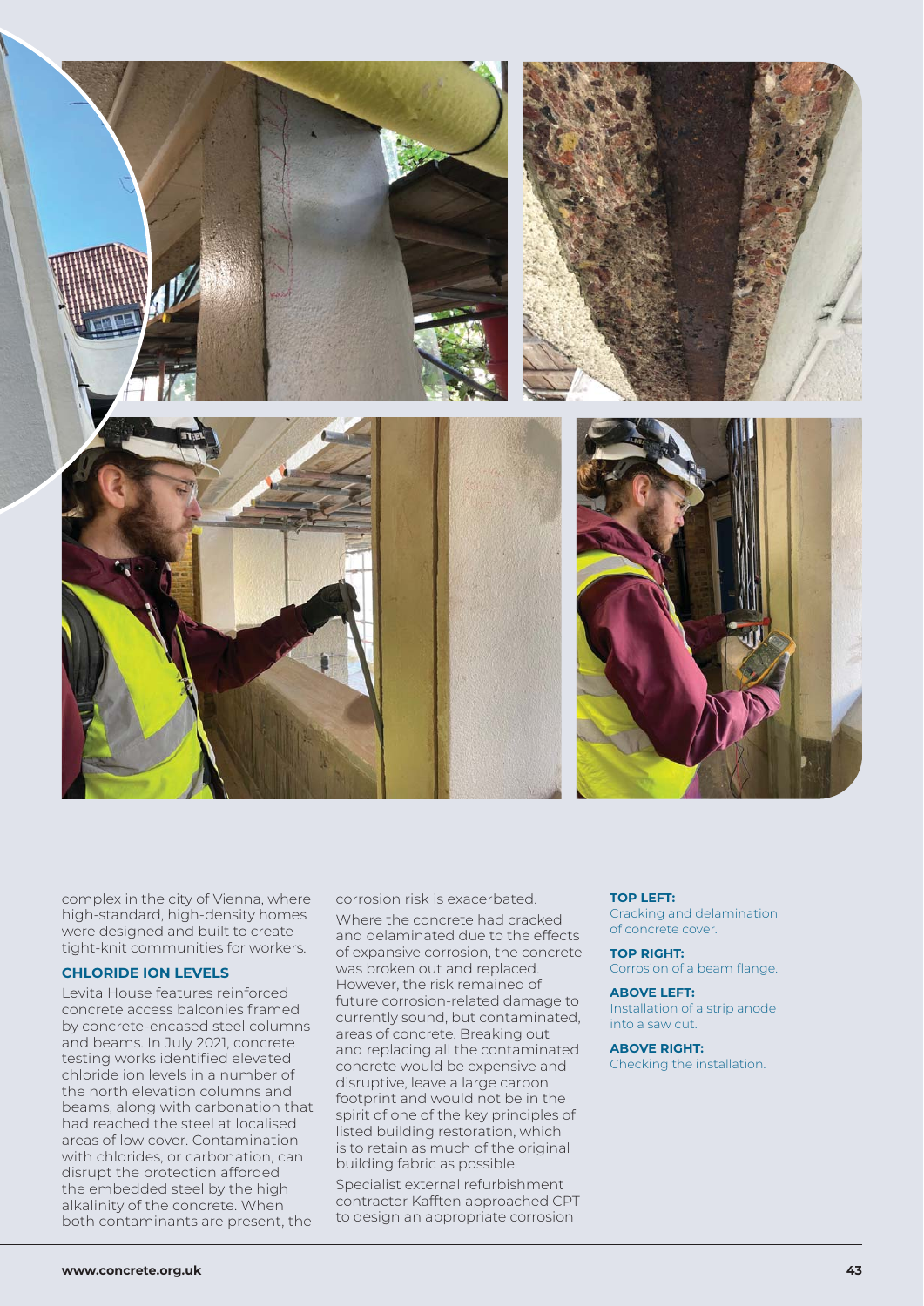complex in the city of Vienna, where high-standard, high-density homes were designed and built to create tight-knit communities for workers.

### CHLORIDE ION LEVELS

Levita House features reinforced concrete access balconies framed by concrete-encased steel columns and beams. In July 2021, concrete testing works identified elevated chloride ion levels in a number of the north elevation columns and beams, along with carbonation that had reached the steel at localised areas of low cover. Contamination with chlorides, or carbonation, can disrupt the protection afforded the embedded steel by the high alkalinity of the concrete. When both contaminants are present, the corrosion risk is exacerbated.

Where the concrete had cracked and delaminated due to the effects of expansive corrosion, the concrete was broken out and replaced. However, the risk remained of future corrosion-related damage to currently sound, but contaminated, areas of concrete. Breaking out and replacing all the contaminated concrete would be expensive and disruptive, leave a large carbon footprint and would not be in the spirit of one of the key principles of listed building restoration, which is to retain as much of the original building fabric as possible.

Specialist external refurbishment contractor Kafften approached CPT to design an appropriate corrosion

**TOP LEFT:**
Cracking and delamination of concrete cover.

**TOP RIGHT:**
Corrosion of a beam flange.

**ABOVE LEFT:**
Installation of a strip anode into a saw cut.

**ABOVE RIGHT:**
Checking the installation.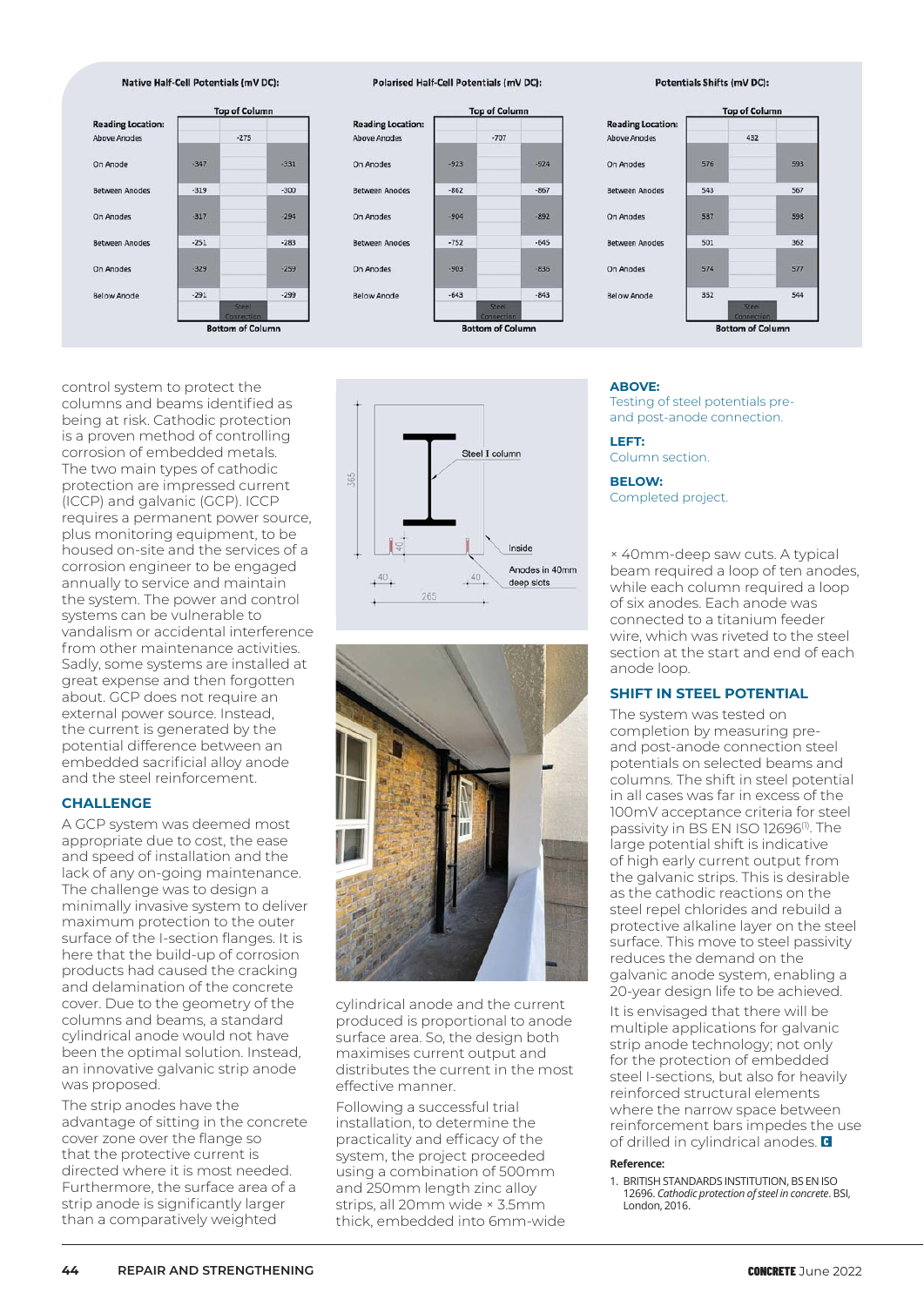**Native Half-Cell Potentials (mV DC):**

| Reading Location: | Top of Column | | |
|---|---|---|---|
| Above Anodes | | -275 | |
| On Anode | -347 | | -331 |
| Between Anodes | -319 | | -300 |
| On Anodes | -317 | | -294 |
| Between Anodes | -251 | | -283 |
| On Anodes | -329 | | -259 |
| Below Anode | -291 | | -299 |
| | | Steel Connection | |
| | Bottom of Column | | |

**Polarised Half-Cell Potentials (mV DC):**

| Reading Location: | Top of Column | | |
|---|---|---|---|
| Above Anodes | | -707 | |
| On Anodes | -923 | | -924 |
| Between Anodes | -862 | | -867 |
| On Anodes | -904 | | -892 |
| Between Anodes | -752 | | -645 |
| On Anodes | -903 | | -836 |
| Below Anode | -643 | | -843 |
| | | Steel Connection | |
| | Bottom of Column | | |

**Potentials Shifts (mV DC):**

| Reading Location: | Top of Column | | |
|---|---|---|---|
| Above Anodes | | 432 | |
| On Anodes | 576 | | 593 |
| Between Anodes | 543 | | 567 |
| On Anodes | 587 | | 598 |
| Between Anodes | 501 | | 362 |
| On Anodes | 574 | | 577 |
| Below Anode | 352 | | 544 |
| | | Steel Connection | |
| | Bottom of Column | | |

control system to protect the columns and beams identified as being at risk. Cathodic protection is a proven method of controlling corrosion of embedded metals. The two main types of cathodic protection are impressed current (ICCP) and galvanic (GCP). ICCP requires a permanent power source, plus monitoring equipment, to be housed on-site and the services of a corrosion engineer to be engaged annually to service and maintain the system. The power and control systems can be vulnerable to vandalism or accidental interference from other maintenance activities. Sadly, some systems are installed at great expense and then forgotten about. GCP does not require an external power source. Instead, the current is generated by the potential difference between an embedded sacrificial alloy anode and the steel reinforcement.

## CHALLENGE

A GCP system was deemed most appropriate due to cost, the ease and speed of installation and the lack of any on-going maintenance. The challenge was to design a minimally invasive system to deliver maximum protection to the outer surface of the I-section flanges. It is here that the build-up of corrosion products had caused the cracking and delamination of the concrete cover. Due to the geometry of the columns and beams, a standard cylindrical anode would not have been the optimal solution. Instead, an innovative galvanic strip anode was proposed.

The strip anodes have the advantage of sitting in the concrete cover zone over the flange so that the protective current is directed where it is most needed. Furthermore, the surface area of a strip anode is significantly larger than a comparatively weighted cylindrical anode and the current produced is proportional to anode surface area. So, the design both maximises current output and distributes the current in the most effective manner.

Steel I column
Inside
Anods in 40mm deep slots
365
40
40
40
265

Following a successful trial installation, to determine the practicality and efficacy of the system, the project proceeded using a combination of 500mm and 250mm length zinc alloy strips, all 20mm wide × 3.5mm thick, embedded into 6mm-wide × 40mm-deep saw cuts. A typical beam required a loop of ten anodes, while each column required a loop of six anodes. Each anode was connected to a titanium feeder wire, which was riveted to the steel section at the start and end of each anode loop.

**ABOVE:** Testing of steel potentials pre- and post-anode connection.

**LEFT:** Column section.

**BELOW:** Completed project.

## SHIFT IN STEEL POTENTIAL

The system was tested on completion by measuring pre- and post-anode connection steel potentials on selected beams and columns. The shift in steel potential in all cases was far in excess of the 100mV acceptance criteria for steel passivity in BS EN ISO 12696[1]. The large potential shift is indicative of high early current output from the galvanic strips. This is desirable as the cathodic reactions on the steel repel chlorides and rebuild a protective alkaline layer on the steel surface. This move to steel passivity reduces the demand on the galvanic anode system, enabling a 20-year design life to be achieved.

It is envisaged that there will be multiple applications for galvanic strip anode technology; not only for the protection of embedded steel I-sections, but also for heavily reinforced structural elements where the narrow space between reinforcement bars impedes the use of drilled in cylindrical anodes.

**Reference:**

1. BRITISH STANDARDS INSTITUTION, BS EN ISO 12696. *Cathodic protection of steel in concrete*. BSI, London, 2016.